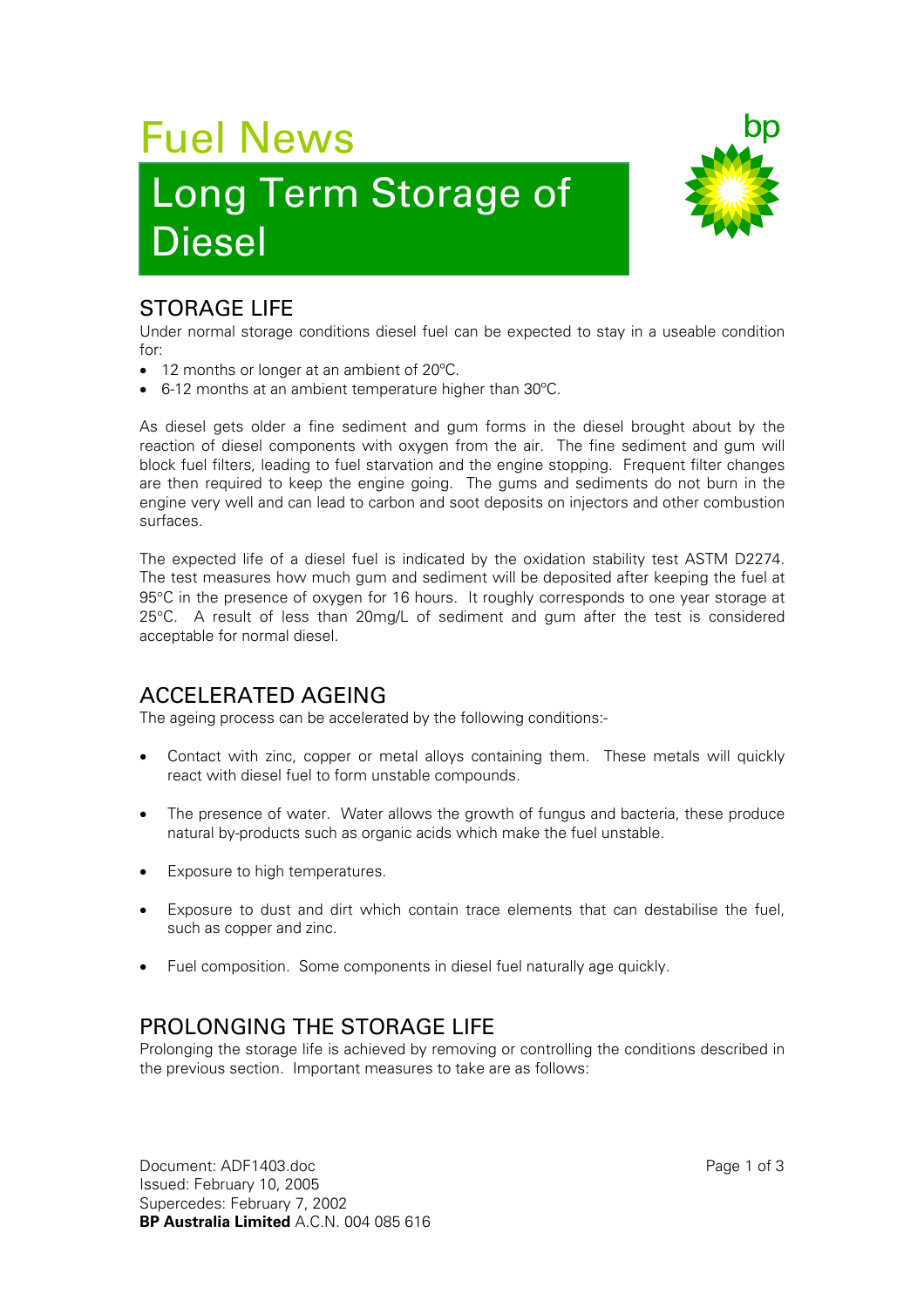# Fuel News

## Long Term Storage of Diesel

### STORAGE LIFE

Under normal storage conditions diesel fuel can be expected to stay in a useable condition for:

- 12 months or longer at an ambient of 20ºC.
- 6-12 months at an ambient temperature higher than 30ºC.

As diesel gets older a fine sediment and gum forms in the diesel brought about by the reaction of diesel components with oxygen from the air. The fine sediment and gum will block fuel filters, leading to fuel starvation and the engine stopping. Frequent filter changes are then required to keep the engine going. The gums and sediments do not burn in the engine very well and can lead to carbon and soot deposits on injectors and other combustion surfaces.

The expected life of a diesel fuel is indicated by the oxidation stability test ASTM D2274. The test measures how much gum and sediment will be deposited after keeping the fuel at 95°C in the presence of oxygen for 16 hours. It roughly corresponds to one year storage at 25°C. A result of less than 20mg/L of sediment and gum after the test is considered acceptable for normal diesel.

### ACCELERATED AGEING

The ageing process can be accelerated by the following conditions:-

- Contact with zinc, copper or metal alloys containing them. These metals will quickly react with diesel fuel to form unstable compounds.

- The presence of water. Water allows the growth of fungus and bacteria, these produce natural by-products such as organic acids which make the fuel unstable.

- Exposure to high temperatures.

- Exposure to dust and dirt which contain trace elements that can destabilise the fuel, such as copper and zinc.

- Fuel composition. Some components in diesel fuel naturally age quickly.

### PROLONGING THE STORAGE LIFE

Prolonging the storage life is achieved by removing or controlling the conditions described in the previous section. Important measures to take are as follows:

Document: ADF1403.doc
Issued: February 10, 2005
Supercedes: February 7, 2002
**BP Australia Limited** A.C.N. 004 085 616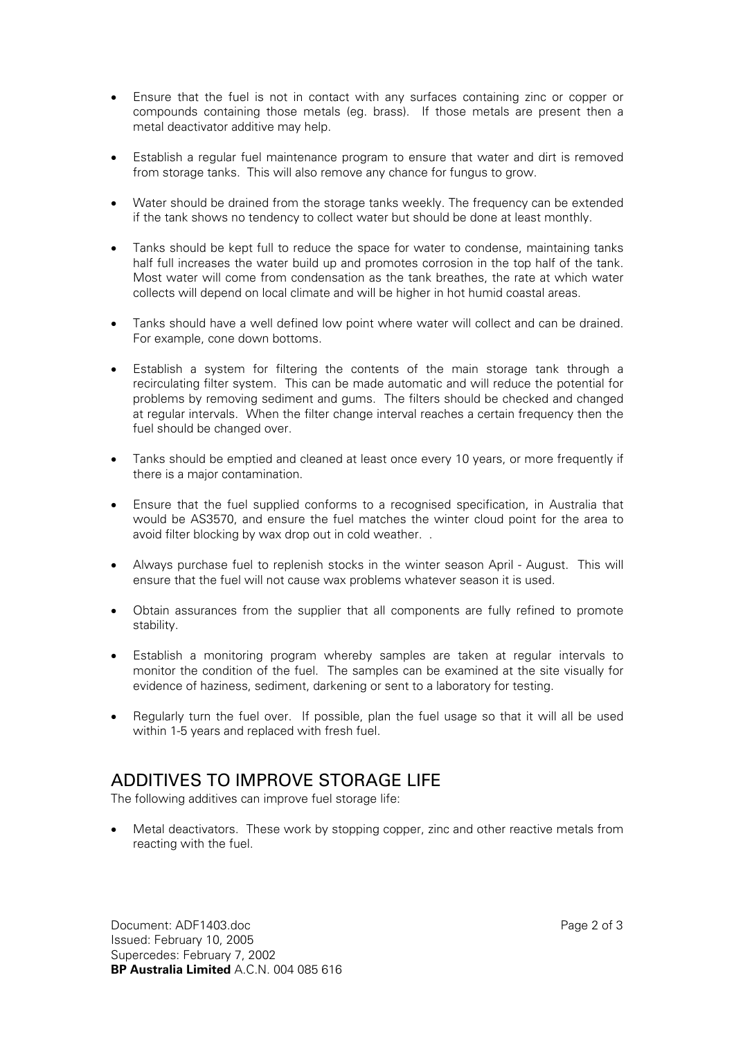- Ensure that the fuel is not in contact with any surfaces containing zinc or copper or compounds containing those metals (eg. brass). If those metals are present then a metal deactivator additive may help.
- Establish a regular fuel maintenance program to ensure that water and dirt is removed from storage tanks. This will also remove any chance for fungus to grow.
- Water should be drained from the storage tanks weekly. The frequency can be extended if the tank shows no tendency to collect water but should be done at least monthly.
- Tanks should be kept full to reduce the space for water to condense, maintaining tanks half full increases the water build up and promotes corrosion in the top half of the tank. Most water will come from condensation as the tank breathes, the rate at which water collects will depend on local climate and will be higher in hot humid coastal areas.
- Tanks should have a well defined low point where water will collect and can be drained. For example, cone down bottoms.
- Establish a system for filtering the contents of the main storage tank through a recirculating filter system. This can be made automatic and will reduce the potential for problems by removing sediment and gums. The filters should be checked and changed at regular intervals. When the filter change interval reaches a certain frequency then the fuel should be changed over.
- Tanks should be emptied and cleaned at least once every 10 years, or more frequently if there is a major contamination.
- Ensure that the fuel supplied conforms to a recognised specification, in Australia that would be AS3570, and ensure the fuel matches the winter cloud point for the area to avoid filter blocking by wax drop out in cold weather. .
- Always purchase fuel to replenish stocks in the winter season April - August. This will ensure that the fuel will not cause wax problems whatever season it is used.
- Obtain assurances from the supplier that all components are fully refined to promote stability.
- Establish a monitoring program whereby samples are taken at regular intervals to monitor the condition of the fuel. The samples can be examined at the site visually for evidence of haziness, sediment, darkening or sent to a laboratory for testing.
- Regularly turn the fuel over. If possible, plan the fuel usage so that it will all be used within 1-5 years and replaced with fresh fuel.

## ADDITIVES TO IMPROVE STORAGE LIFE

The following additives can improve fuel storage life:

- Metal deactivators. These work by stopping copper, zinc and other reactive metals from reacting with the fuel.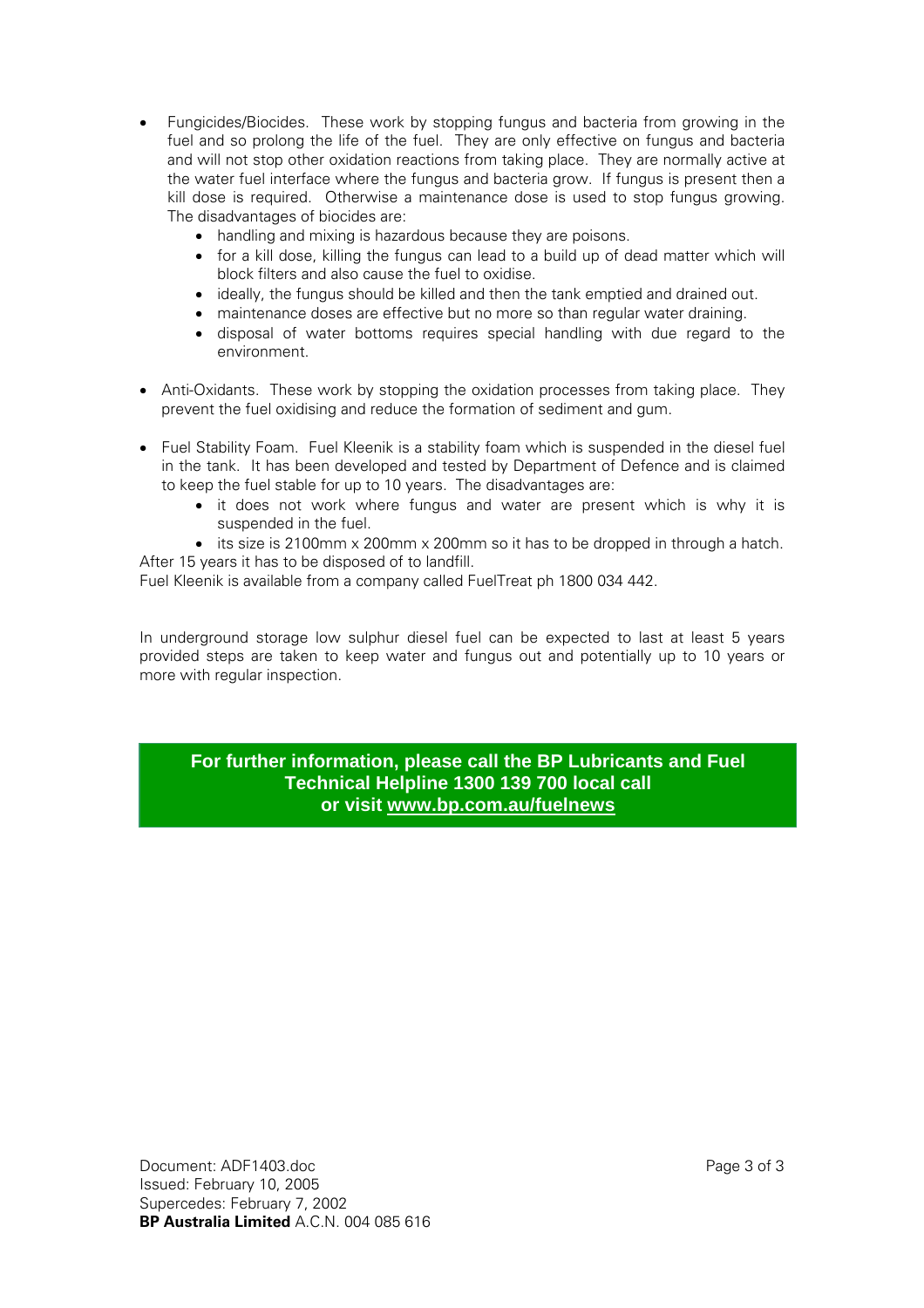- Fungicides/Biocides. These work by stopping fungus and bacteria from growing in the fuel and so prolong the life of the fuel. They are only effective on fungus and bacteria and will not stop other oxidation reactions from taking place. They are normally active at the water fuel interface where the fungus and bacteria grow. If fungus is present then a kill dose is required. Otherwise a maintenance dose is used to stop fungus growing. The disadvantages of biocides are:
  - handling and mixing is hazardous because they are poisons.
  - for a kill dose, killing the fungus can lead to a build up of dead matter which will block filters and also cause the fuel to oxidise.
  - ideally, the fungus should be killed and then the tank emptied and drained out.
  - maintenance doses are effective but no more so than regular water draining.
  - disposal of water bottoms requires special handling with due regard to the environment.

- Anti-Oxidants. These work by stopping the oxidation processes from taking place. They prevent the fuel oxidising and reduce the formation of sediment and gum.

- Fuel Stability Foam. Fuel Kleenik is a stability foam which is suspended in the diesel fuel in the tank. It has been developed and tested by Department of Defence and is claimed to keep the fuel stable for up to 10 years. The disadvantages are:
  - it does not work where fungus and water are present which is why it is suspended in the fuel.
  - its size is 2100mm x 200mm x 200mm so it has to be dropped in through a hatch.

After 15 years it has to be disposed of to landfill.
Fuel Kleenik is available from a company called FuelTreat ph 1800 034 442.

In underground storage low sulphur diesel fuel can be expected to last at least 5 years provided steps are taken to keep water and fungus out and potentially up to 10 years or more with regular inspection.

**For further information, please call the BP Lubricants and Fuel Technical Helpline 1300 139 700 local call or visit www.bp.com.au/fuelnews**

Document: ADF1403.doc
Issued: February 10, 2005
Supercedes: February 7, 2002
**BP Australia Limited** A.C.N. 004 085 616